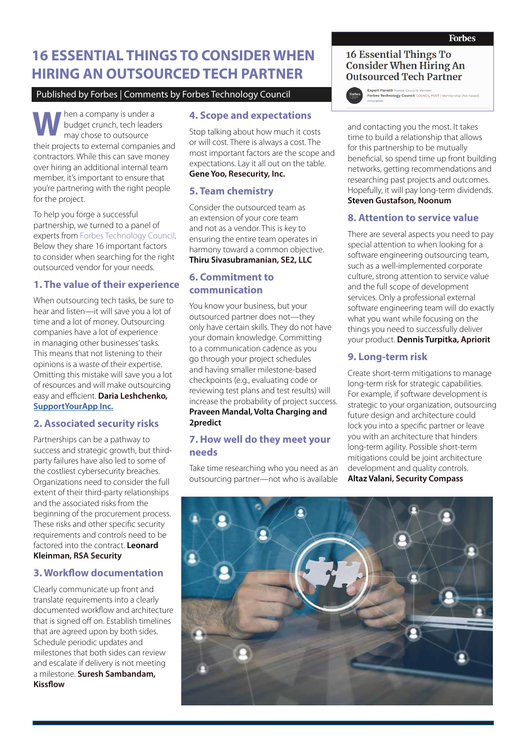# 16 ESSENTIAL THINGS TO CONSIDER WHEN HIRING AN OUTSOURCED TECH PARTNER

**Published by Forbes | Comments by Forbes Technology Council**

When a company is under a budget crunch, tech leaders may chose to outsource their projects to external companies and contractors. While this can save money over hiring an additional internal team member, it's important to ensure that you're partnering with the right people for the project.

To help you forge a successful partnership, we turned to a panel of experts from Forbes Technology Council. Below they share 16 important factors to consider when searching for the right outsourced vendor for your needs.

## 1. The value of their experience

When outsourcing tech tasks, be sure to hear and listen—it will save you a lot of time and a lot of money. Outsourcing companies have a lot of experience in managing other businesses' tasks. This means that not listening to their opinions is a waste of their expertise. Omitting this mistake will save you a lot of resources and will make outsourcing easy and efficient. **Daria Leshchenko, SupportYourApp Inc.**

## 2. Associated security risks

Partnerships can be a pathway to success and strategic growth, but third-party failures have also led to some of the costliest cybersecurity breaches. Organizations need to consider the full extent of their third-party relationships and the associated risks from the beginning of the procurement process. These risks and other specific security requirements and controls need to be factored into the contract. **Leonard Kleinman, RSA Security**

## 3. Workflow documentation

Clearly communicate up front and translate requirements into a clearly documented workflow and architecture that is signed off on. Establish timelines that are agreed upon by both sides. Schedule periodic updates and milestones that both sides can review and escalate if delivery is not meeting a milestone. **Suresh Sambandam, Kissflow**

## 4. Scope and expectations

Stop talking about how much it costs or will cost. There is always a cost. The most important factors are the scope and expectations. Lay it all out on the table. **Gene Yoo, Resecurity, Inc.**

## 5. Team chemistry

Consider the outsourced team as an extension of your core team and not as a vendor. This is key to ensuring the entire team operates in harmony toward a common objective. **Thiru Sivasubramanian, SE2, LLC**

## 6. Commitment to communication

You know your business, but your outsourced partner does not—they only have certain skills. They do not have your domain knowledge. Committing to a communication cadence as you go through your project schedules and having smaller milestone-based checkpoints (e.g., evaluating code or reviewing test plans and test results) will increase the probability of project success. **Praveen Mandal, Volta Charging and 2predict**

## 7. How well do they meet your needs

Take time researching who you need as an outsourcing partner—not who is available and contacting you the most. It takes time to build a relationship that allows for this partnership to be mutually beneficial, so spend time up front building networks, getting recommendations and researching past projects and outcomes. Hopefully, it will pay long-term dividends. **Steven Gustafson, Noonum**

## 8. Attention to service value

There are several aspects you need to pay special attention to when looking for a software engineering outsourcing team, such as a well-implemented corporate culture, strong attention to service value and the full scope of development services. Only a professional external software engineering team will do exactly what you want while focusing on the things you need to successfully deliver your product. **Dennis Turpitka, Apriorit**

## 9. Long-term risk

Create short-term mitigations to manage long-term risk for strategic capabilities. For example, if software development is strategic to your organization, outsourcing future design and architecture could lock you into a specific partner or leave you with an architecture that hinders long-term agility. Possible short-term mitigations could be joint architecture development and quality controls. **Altaz Valani, Security Compass**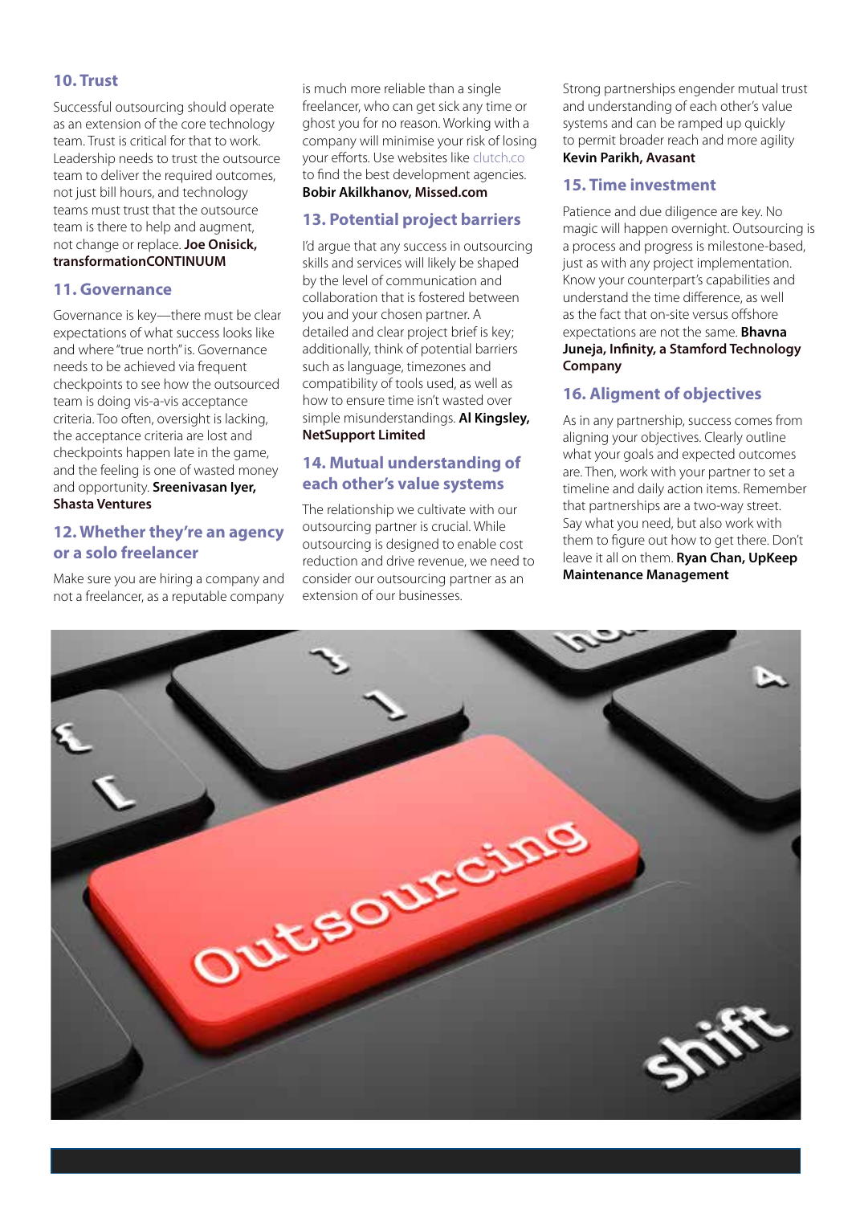## 10. Trust

Successful outsourcing should operate as an extension of the core technology team. Trust is critical for that to work. Leadership needs to trust the outsource team to deliver the required outcomes, not just bill hours, and technology teams must trust that the outsource team is there to help and augment, not change or replace. **Joe Onisick, transformationCONTINUUM**

## 11. Governance

Governance is key—there must be clear expectations of what success looks like and where "true north" is. Governance needs to be achieved via frequent checkpoints to see how the outsourced team is doing vis-a-vis acceptance criteria. Too often, oversight is lacking, the acceptance criteria are lost and checkpoints happen late in the game, and the feeling is one of wasted money and opportunity. **Sreenivasan Iyer, Shasta Ventures**

## 12. Whether they're an agency or a solo freelancer

Make sure you are hiring a company and not a freelancer, as a reputable company is much more reliable than a single freelancer, who can get sick any time or ghost you for no reason. Working with a company will minimise your risk of losing your efforts. Use websites like clutch.co to find the best development agencies. **Bobir Akilkhanov, Missed.com**

## 13. Potential project barriers

I'd argue that any success in outsourcing skills and services will likely be shaped by the level of communication and collaboration that is fostered between you and your chosen partner. A detailed and clear project brief is key; additionally, think of potential barriers such as language, timezones and compatibility of tools used, as well as how to ensure time isn't wasted over simple misunderstandings. **Al Kingsley, NetSupport Limited**

## 14. Mutual understanding of each other's value systems

The relationship we cultivate with our outsourcing partner is crucial. While outsourcing is designed to enable cost reduction and drive revenue, we need to consider our outsourcing partner as an extension of our businesses. Strong partnerships engender mutual trust and understanding of each other's value systems and can be ramped up quickly to permit broader reach and more agility **Kevin Parikh, Avasant**

## 15. Time investment

Patience and due diligence are key. No magic will happen overnight. Outsourcing is a process and progress is milestone-based, just as with any project implementation. Know your counterpart's capabilities and understand the time difference, as well as the fact that on-site versus offshore expectations are not the same. **Bhavna Juneja, Infinity, a Stamford Technology Company**

## 16. Aligment of objectives

As in any partnership, success comes from aligning your objectives. Clearly outline what your goals and expected outcomes are. Then, work with your partner to set a timeline and daily action items. Remember that partnerships are a two-way street. Say what you need, but also work with them to figure out how to get there. Don't leave it all on them. **Ryan Chan, UpKeep Maintenance Management**